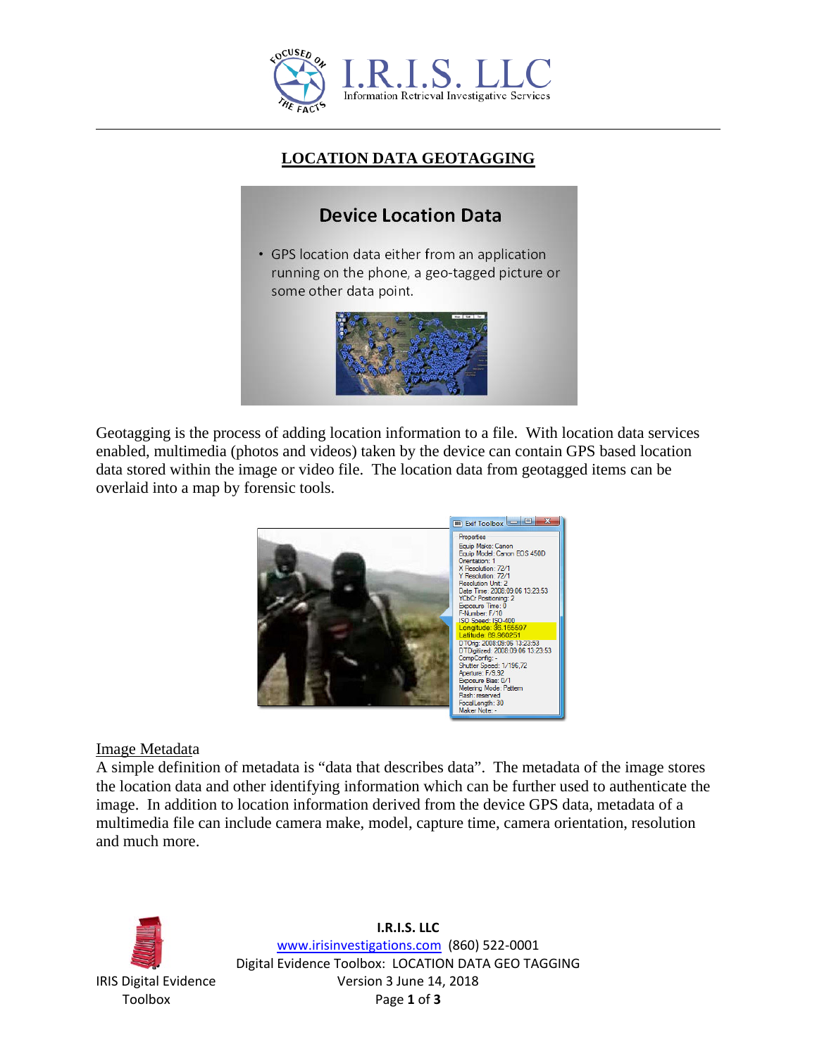# LOCATION DATA GEOTAGGING

Geotagging is the process of adding location information to a file. With location data services enabled, multimedia (photos and videos) taken by the device can contain GPS based location data stored within the image or video file. The location data from geotagged items can be overlaid into a map by forensic tools.

Image Metadata

A simple definition of metadata is "data that describes data". The metadata of the image stores the location data and other identifying information which can be further used to authenticate the image. In addition to location information derived from the device GPS data, metadata of a multimedia file can include camera make, model, capture time, camera orientation, resolution and much more.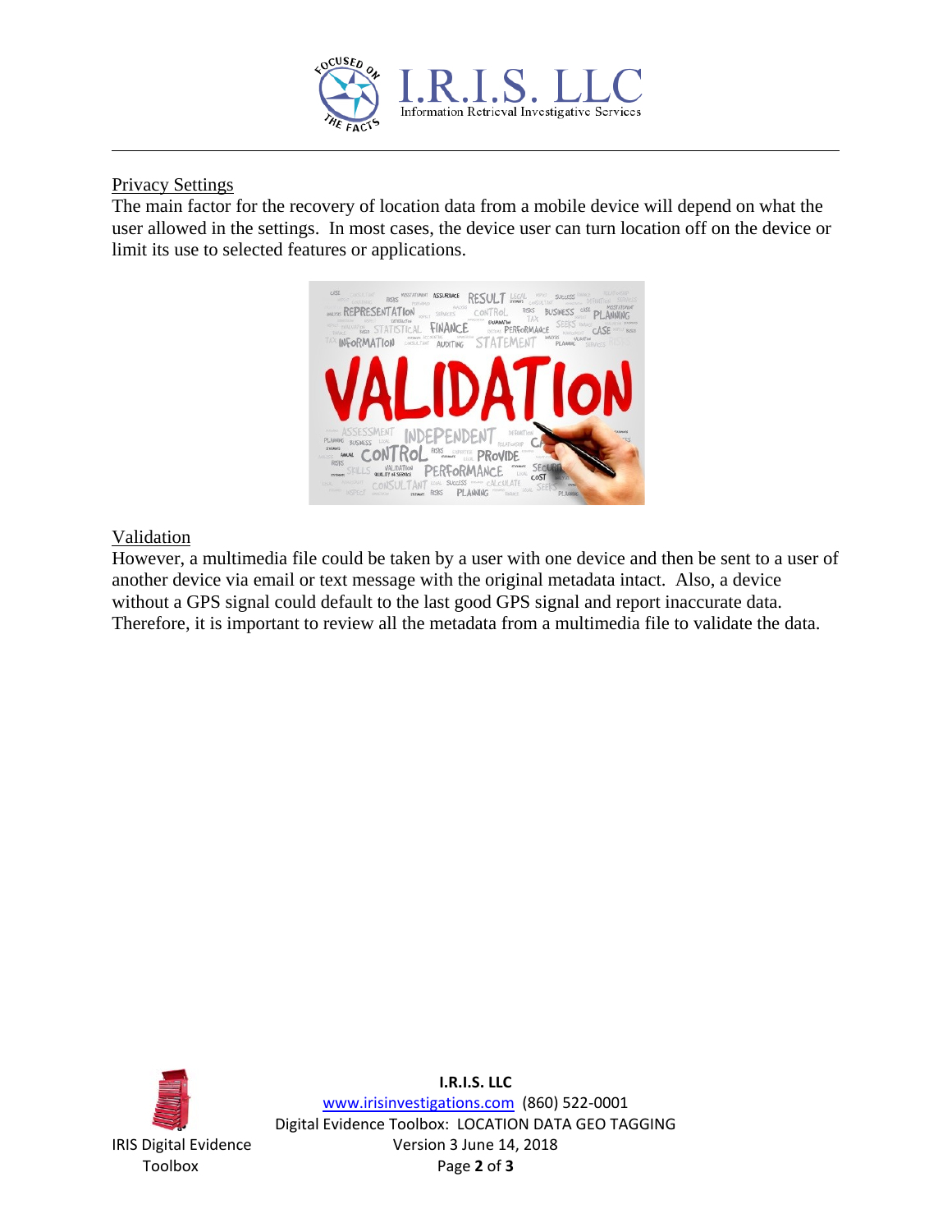## Privacy Settings

The main factor for the recovery of location data from a mobile device will depend on what the user allowed in the settings. In most cases, the device user can turn location off on the device or limit its use to selected features or applications.

## Validation

However, a multimedia file could be taken by a user with one device and then be sent to a user of another device via email or text message with the original metadata intact. Also, a device without a GPS signal could default to the last good GPS signal and report inaccurate data. Therefore, it is important to review all the metadata from a multimedia file to validate the data.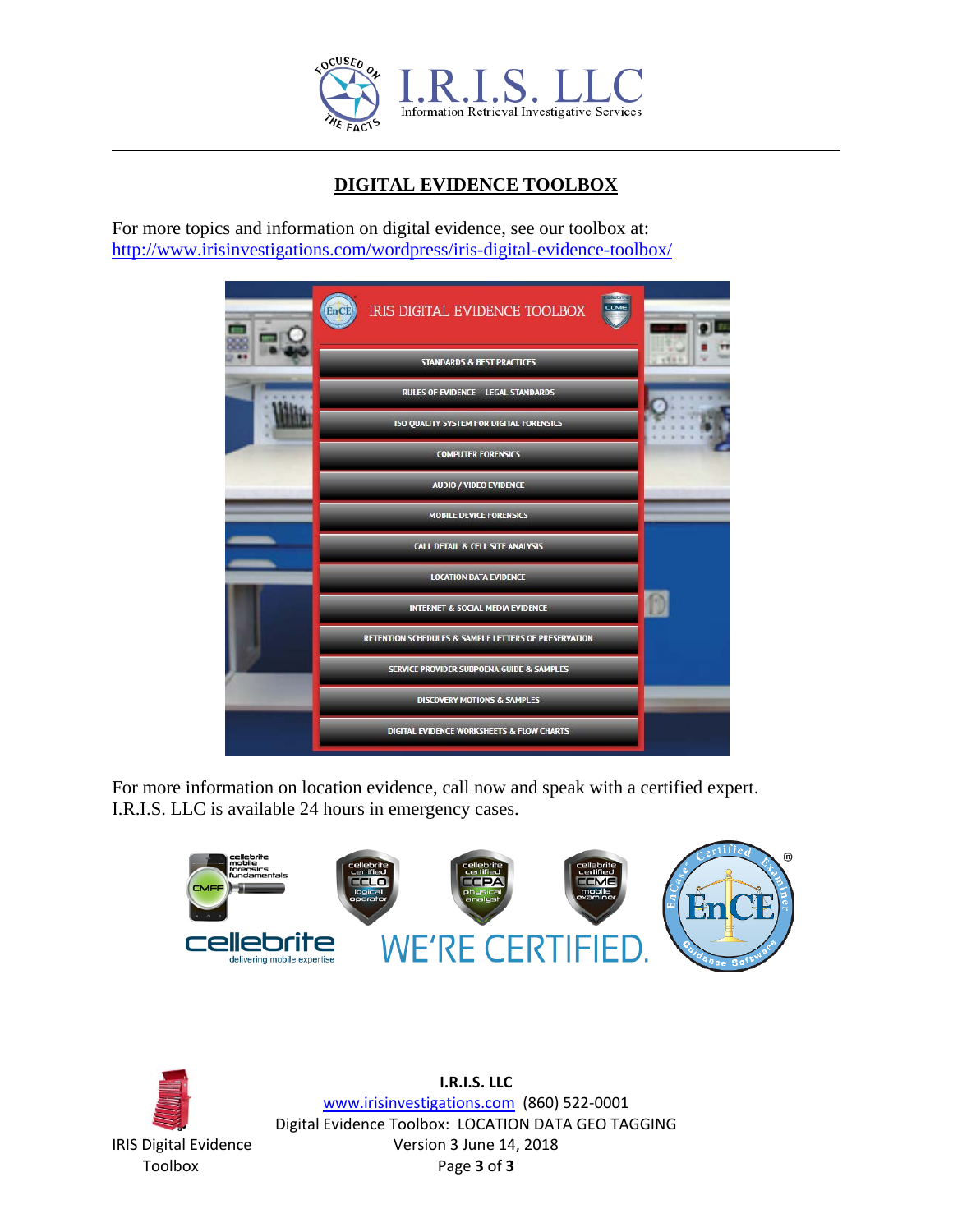## DIGITAL EVIDENCE TOOLBOX

For more topics and information on digital evidence, see our toolbox at:
http://www.irisinvestigations.com/wordpress/iris-digital-evidence-toolbox/

IRIS DIGITAL EVIDENCE TOOLBOX

- STANDARDS & BEST PRACTICES
- RULES OF EVIDENCE – LEGAL STANDARDS
- ISO QUALITY SYSTEM FOR DIGITAL FORENSICS
- COMPUTER FORENSICS
- AUDIO / VIDEO EVIDENCE
- MOBILE DEVICE FORENSICS
- CALL DETAIL & CELL SITE ANALYSIS
- LOCATION DATA EVIDENCE
- INTERNET & SOCIAL MEDIA EVIDENCE
- RETENTION SCHEDULES & SAMPLE LETTERS OF PRESERVATION
- SERVICE PROVIDER SUBPOENA GUIDE & SAMPLES
- DISCOVERY MOTIONS & SAMPLES
- DIGITAL EVIDENCE WORKSHEETS & FLOW CHARTS

For more information on location evidence, call now and speak with a certified expert. I.R.I.S. LLC is available 24 hours in emergency cases.

WE'RE CERTIFIED.